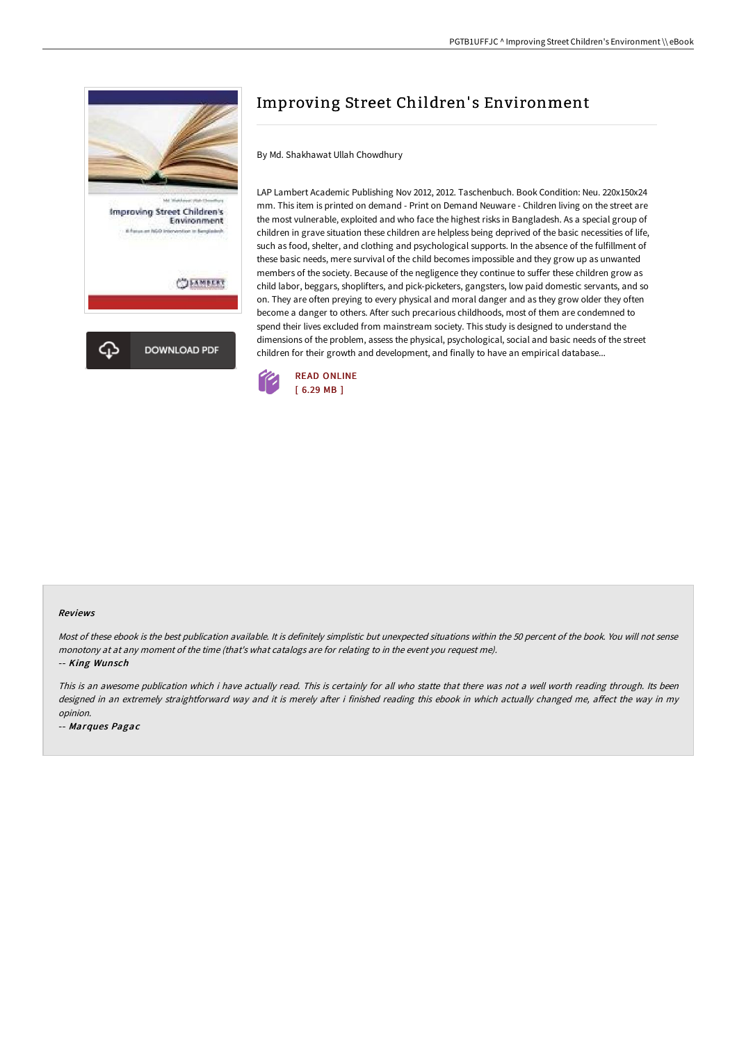# Improving Street Children's Environment

By Md. Shakhawat Ullah Chowdhury

LAP Lambert Academic Publishing Nov 2012, 2012. Taschenbuch. Book Condition: Neu. 220x150x24 mm. This item is printed on demand - Print on Demand Neuware - Children living on the street are the most vulnerable, exploited and who face the highest risks in Bangladesh. As a special group of children in grave situation these children are helpless being deprived of the basic necessities of life, such as food, shelter, and clothing and psychological supports. In the absence of the fulfillment of these basic needs, mere survival of the child becomes impossible and they grow up as unwanted members of the society. Because of the negligence they continue to suffer these children grow as child labor, beggars, shoplifters, and pick-picketers, gangsters, low paid domestic servants, and so on. They are often preying to every physical and moral danger and as they grow older they often become a danger to others. After such precarious childhoods, most of them are condemned to spend their lives excluded from mainstream society. This study is designed to understand the dimensions of the problem, assess the physical, psychological, social and basic needs of the street children for their growth and development, and finally to have an empirical database...

READ ONLINE
[ 6.29 MB ]

DOWNLOAD PDF

### Reviews

*Most of these ebook is the best publication available. It is definitely simplistic but unexpected situations within the 50 percent of the book. You will not sense monotony at at any moment of the time (that's what catalogs are for relating to in the event you request me).*

-- *King Wunsch*

*This is an awesome publication which i have actually read. This is certainly for all who statte that there was not a well worth reading through. Its been designed in an extremely straightforward way and it is merely after i finished reading this ebook in which actually changed me, affect the way in my opinion.*

-- *Marques Pagac*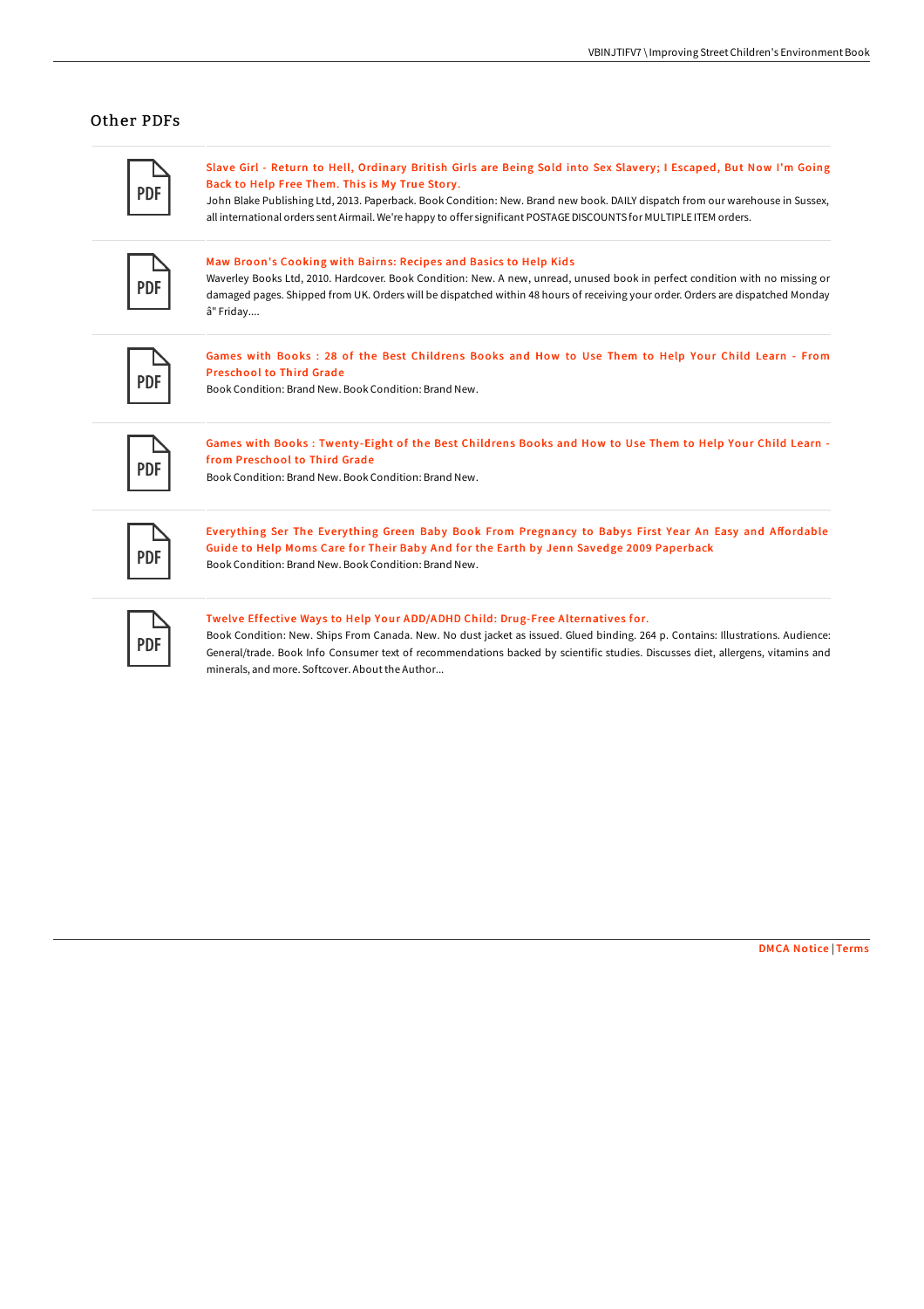## Other PDFs

**Slave Girl - Return to Hell, Ordinary British Girls are Being Sold into Sex Slavery; I Escaped, But Now I'm Going Back to Help Free Them. This is My True Story.**

John Blake Publishing Ltd, 2013. Paperback. Book Condition: New. Brand new book. DAILY dispatch from our warehouse in Sussex, all international orders sent Airmail. We're happy to offer significant POSTAGE DISCOUNTS for MULTIPLE ITEM orders.

**Maw Broon's Cooking with Bairns: Recipes and Basics to Help Kids**

Waverley Books Ltd, 2010. Hardcover. Book Condition: New. A new, unread, unused book in perfect condition with no missing or damaged pages. Shipped from UK. Orders will be dispatched within 48 hours of receiving your order. Orders are dispatched Monday â" Friday....

**Games with Books : 28 of the Best Childrens Books and How to Use Them to Help Your Child Learn - From Preschool to Third Grade**

Book Condition: Brand New. Book Condition: Brand New.

**Games with Books : Twenty-Eight of the Best Childrens Books and How to Use Them to Help Your Child Learn - from Preschool to Third Grade**

Book Condition: Brand New. Book Condition: Brand New.

**Everything Ser The Everything Green Baby Book From Pregnancy to Babys First Year An Easy and Affordable Guide to Help Moms Care for Their Baby And for the Earth by Jenn Savedge 2009 Paperback**

Book Condition: Brand New. Book Condition: Brand New.

**Twelve Effective Ways to Help Your ADD/ADHD Child: Drug-Free Alternatives for.**

Book Condition: New. Ships From Canada. New. No dust jacket as issued. Glued binding. 264 p. Contains: Illustrations. Audience: General/trade. Book Info Consumer text of recommendations backed by scientific studies. Discusses diet, allergens, vitamins and minerals, and more. Softcover. About the Author...